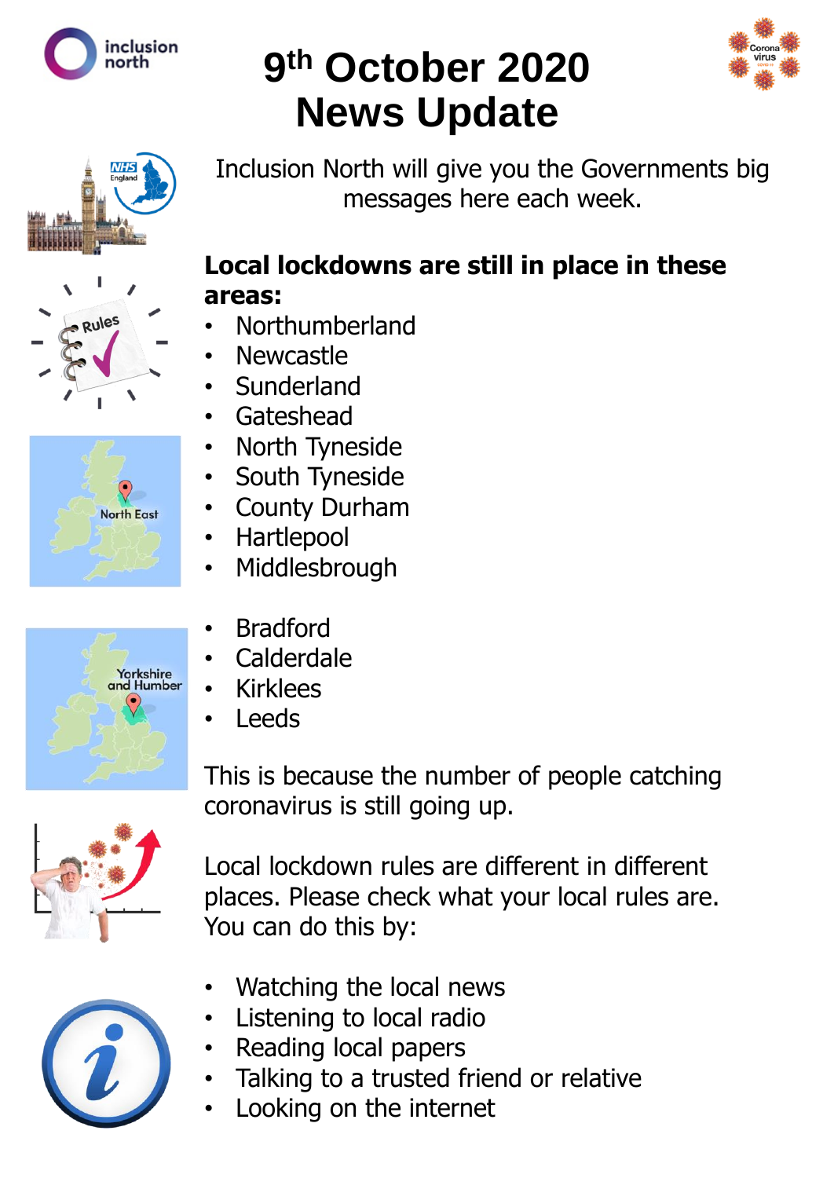# 9th October 2020 News Update

Inclusion North will give you the Governments big messages here each week.

**Local lockdowns are still in place in these areas:**

- Northumberland
- Newcastle
- Sunderland
- Gateshead
- North Tyneside
- South Tyneside
- County Durham
- Hartlepool
- Middlesbrough

- Bradford
- Calderdale
- Kirklees
- Leeds

This is because the number of people catching coronavirus is still going up.

Local lockdown rules are different in different places. Please check what your local rules are. You can do this by:

- Watching the local news
- Listening to local radio
- Reading local papers
- Talking to a trusted friend or relative
- Looking on the internet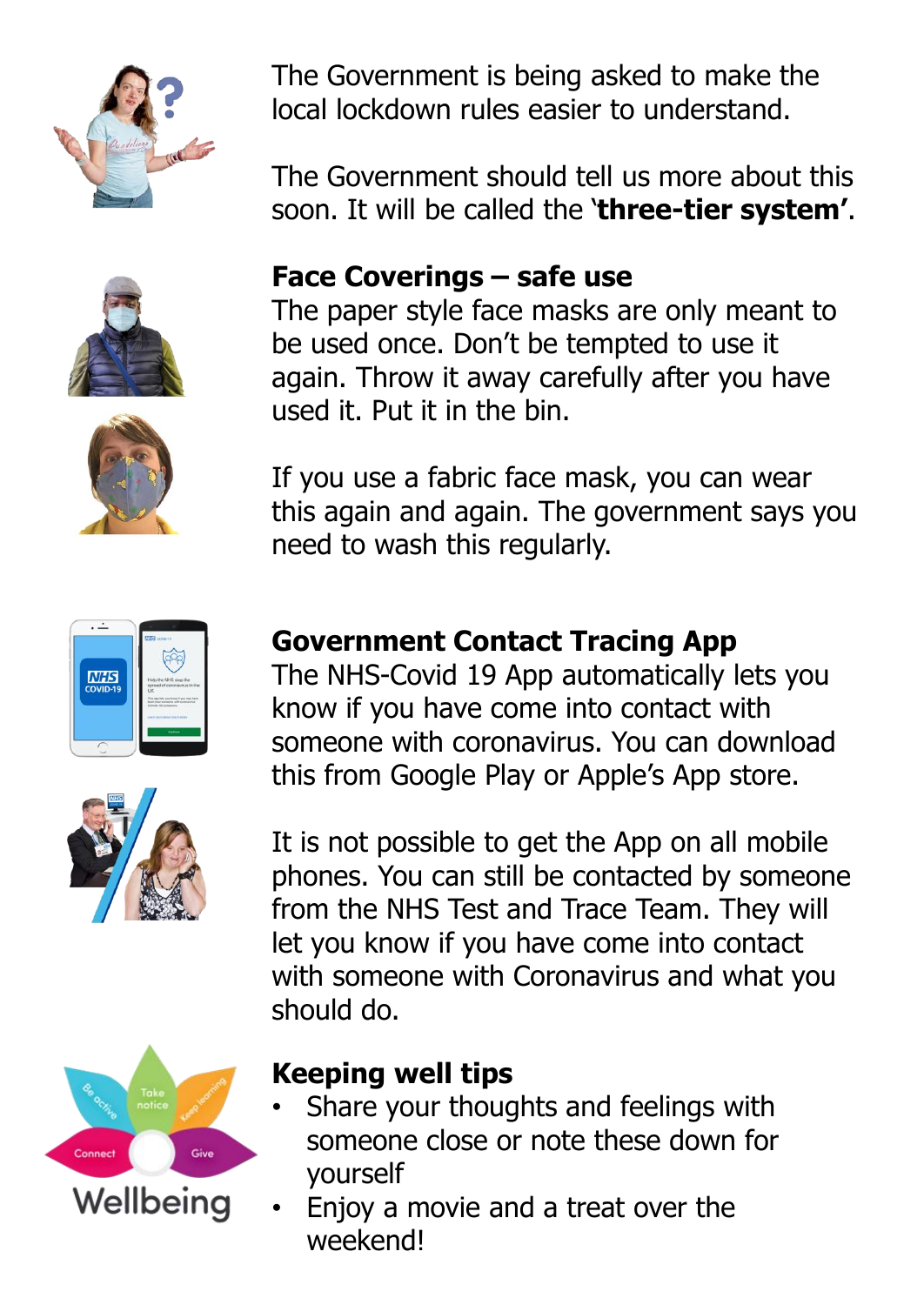The Government is being asked to make the local lockdown rules easier to understand.

The Government should tell us more about this soon. It will be called the '**three-tier system**'.

**Face Coverings – safe use**

The paper style face masks are only meant to be used once. Don't be tempted to use it again. Throw it away carefully after you have used it. Put it in the bin.

If you use a fabric face mask, you can wear this again and again. The government says you need to wash this regularly.

**Government Contact Tracing App**

The NHS-Covid 19 App automatically lets you know if you have come into contact with someone with coronavirus. You can download this from Google Play or Apple's App store.

It is not possible to get the App on all mobile phones. You can still be contacted by someone from the NHS Test and Trace Team. They will let you know if you have come into contact with someone with Coronavirus and what you should do.

**Keeping well tips**

- Share your thoughts and feelings with someone close or note these down for yourself
- Enjoy a movie and a treat over the weekend!